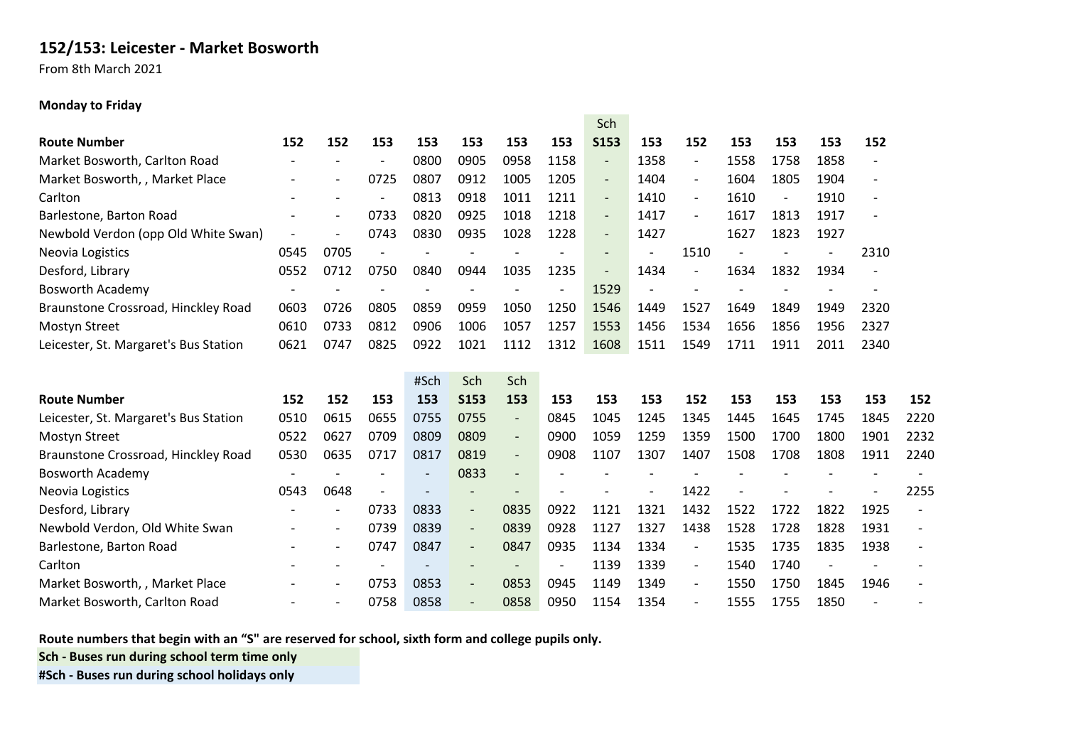## 152/153: Leicester - Market Bosworth

From 8th March 2021

**Monday to Friday**

| | | | | | | | | Sch | | | | | | |
|---|---|---|---|---|---|---|---|---|---|---|---|---|---|---|
| **Route Number** | **152** | **152** | **153** | **153** | **153** | **153** | **153** | **S153** | **153** | **152** | **153** | **153** | **153** | **152** |
| Market Bosworth, Carlton Road | - | - | - | 0800 | 0905 | 0958 | 1158 | - | 1358 | - | 1558 | 1758 | 1858 | - |
| Market Bosworth, , Market Place | - | - | 0725 | 0807 | 0912 | 1005 | 1205 | - | 1404 | - | 1604 | 1805 | 1904 | - |
| Carlton | - | - | - | 0813 | 0918 | 1011 | 1211 | - | 1410 | - | 1610 | - | 1910 | - |
| Barlestone, Barton Road | - | - | 0733 | 0820 | 0925 | 1018 | 1218 | - | 1417 | - | 1617 | 1813 | 1917 | - |
| Newbold Verdon (opp Old White Swan) | - | - | 0743 | 0830 | 0935 | 1028 | 1228 | - | 1427 | | 1627 | 1823 | 1927 | |
| Neovia Logistics | 0545 | 0705 | - | - | - | - | - | - | - | 1510 | - | - | - | 2310 |
| Desford, Library | 0552 | 0712 | 0750 | 0840 | 0944 | 1035 | 1235 | - | 1434 | - | 1634 | 1832 | 1934 | - |
| Bosworth Academy | - | - | - | - | - | - | - | 1529 | - | - | - | - | - | - |
| Braunstone Crossroad, Hinckley Road | 0603 | 0726 | 0805 | 0859 | 0959 | 1050 | 1250 | 1546 | 1449 | 1527 | 1649 | 1849 | 1949 | 2320 |
| Mostyn Street | 0610 | 0733 | 0812 | 0906 | 1006 | 1057 | 1257 | 1553 | 1456 | 1534 | 1656 | 1856 | 1956 | 2327 |
| Leicester, St. Margaret's Bus Station | 0621 | 0747 | 0825 | 0922 | 1021 | 1112 | 1312 | 1608 | 1511 | 1549 | 1711 | 1911 | 2011 | 2340 |

| | | | | #Sch | Sch | Sch | | | | | | | | | |
|---|---|---|---|---|---|---|---|---|---|---|---|---|---|---|---|
| **Route Number** | **152** | **152** | **153** | **153** | **S153** | **153** | **153** | **153** | **153** | **152** | **153** | **153** | **153** | **153** | **152** |
| Leicester, St. Margaret's Bus Station | 0510 | 0615 | 0655 | 0755 | 0755 | - | 0845 | 1045 | 1245 | 1345 | 1445 | 1645 | 1745 | 1845 | 2220 |
| Mostyn Street | 0522 | 0627 | 0709 | 0809 | 0809 | - | 0900 | 1059 | 1259 | 1359 | 1500 | 1700 | 1800 | 1901 | 2232 |
| Braunstone Crossroad, Hinckley Road | 0530 | 0635 | 0717 | 0817 | 0819 | - | 0908 | 1107 | 1307 | 1407 | 1508 | 1708 | 1808 | 1911 | 2240 |
| Bosworth Academy | - | - | - | - | 0833 | - | - | - | - | - | - | - | - | - | - |
| Neovia Logistics | 0543 | 0648 | - | - | - | - | - | - | - | 1422 | - | - | - | - | 2255 |
| Desford, Library | - | - | 0733 | 0833 | - | 0835 | 0922 | 1121 | 1321 | 1432 | 1522 | 1722 | 1822 | 1925 | - |
| Newbold Verdon, Old White Swan | - | - | 0739 | 0839 | - | 0839 | 0928 | 1127 | 1327 | 1438 | 1528 | 1728 | 1828 | 1931 | - |
| Barlestone, Barton Road | - | - | 0747 | 0847 | - | 0847 | 0935 | 1134 | 1334 | - | 1535 | 1735 | 1835 | 1938 | - |
| Carlton | - | - | - | - | - | - | - | 1139 | 1339 | - | 1540 | 1740 | - | - | - |
| Market Bosworth, , Market Place | - | - | 0753 | 0853 | - | 0853 | 0945 | 1149 | 1349 | - | 1550 | 1750 | 1845 | 1946 | - |
| Market Bosworth, Carlton Road | - | - | 0758 | 0858 | - | 0858 | 0950 | 1154 | 1354 | - | 1555 | 1755 | 1850 | - | - |

**Route numbers that begin with an "S" are reserved for school, sixth form and college pupils only.**

**Sch - Buses run during school term time only**

**#Sch - Buses run during school holidays only**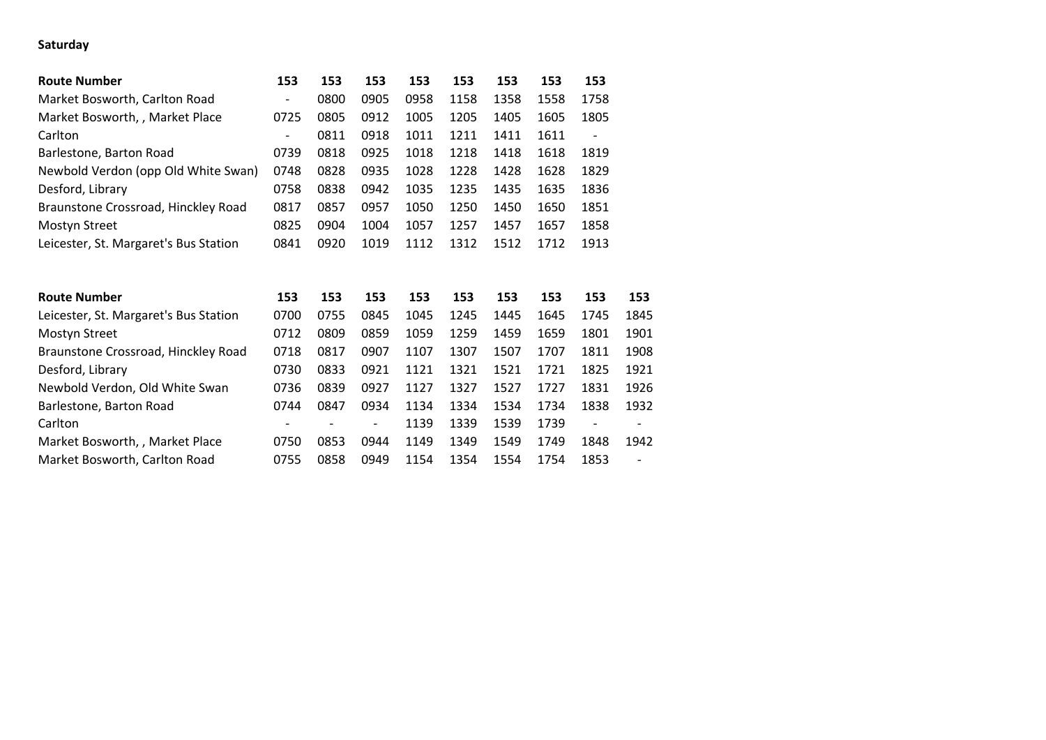**Saturday**

| Route Number | 153 | 153 | 153 | 153 | 153 | 153 | 153 | 153 |
|---|---|---|---|---|---|---|---|---|
| Market Bosworth, Carlton Road | - | 0800 | 0905 | 0958 | 1158 | 1358 | 1558 | 1758 |
| Market Bosworth, , Market Place | 0725 | 0805 | 0912 | 1005 | 1205 | 1405 | 1605 | 1805 |
| Carlton | - | 0811 | 0918 | 1011 | 1211 | 1411 | 1611 | - |
| Barlestone, Barton Road | 0739 | 0818 | 0925 | 1018 | 1218 | 1418 | 1618 | 1819 |
| Newbold Verdon (opp Old White Swan) | 0748 | 0828 | 0935 | 1028 | 1228 | 1428 | 1628 | 1829 |
| Desford, Library | 0758 | 0838 | 0942 | 1035 | 1235 | 1435 | 1635 | 1836 |
| Braunstone Crossroad, Hinckley Road | 0817 | 0857 | 0957 | 1050 | 1250 | 1450 | 1650 | 1851 |
| Mostyn Street | 0825 | 0904 | 1004 | 1057 | 1257 | 1457 | 1657 | 1858 |
| Leicester, St. Margaret's Bus Station | 0841 | 0920 | 1019 | 1112 | 1312 | 1512 | 1712 | 1913 |

| Route Number | 153 | 153 | 153 | 153 | 153 | 153 | 153 | 153 | 153 |
|---|---|---|---|---|---|---|---|---|---|
| Leicester, St. Margaret's Bus Station | 0700 | 0755 | 0845 | 1045 | 1245 | 1445 | 1645 | 1745 | 1845 |
| Mostyn Street | 0712 | 0809 | 0859 | 1059 | 1259 | 1459 | 1659 | 1801 | 1901 |
| Braunstone Crossroad, Hinckley Road | 0718 | 0817 | 0907 | 1107 | 1307 | 1507 | 1707 | 1811 | 1908 |
| Desford, Library | 0730 | 0833 | 0921 | 1121 | 1321 | 1521 | 1721 | 1825 | 1921 |
| Newbold Verdon, Old White Swan | 0736 | 0839 | 0927 | 1127 | 1327 | 1527 | 1727 | 1831 | 1926 |
| Barlestone, Barton Road | 0744 | 0847 | 0934 | 1134 | 1334 | 1534 | 1734 | 1838 | 1932 |
| Carlton | - | - | - | 1139 | 1339 | 1539 | 1739 | - | - |
| Market Bosworth, , Market Place | 0750 | 0853 | 0944 | 1149 | 1349 | 1549 | 1749 | 1848 | 1942 |
| Market Bosworth, Carlton Road | 0755 | 0858 | 0949 | 1154 | 1354 | 1554 | 1754 | 1853 | - |